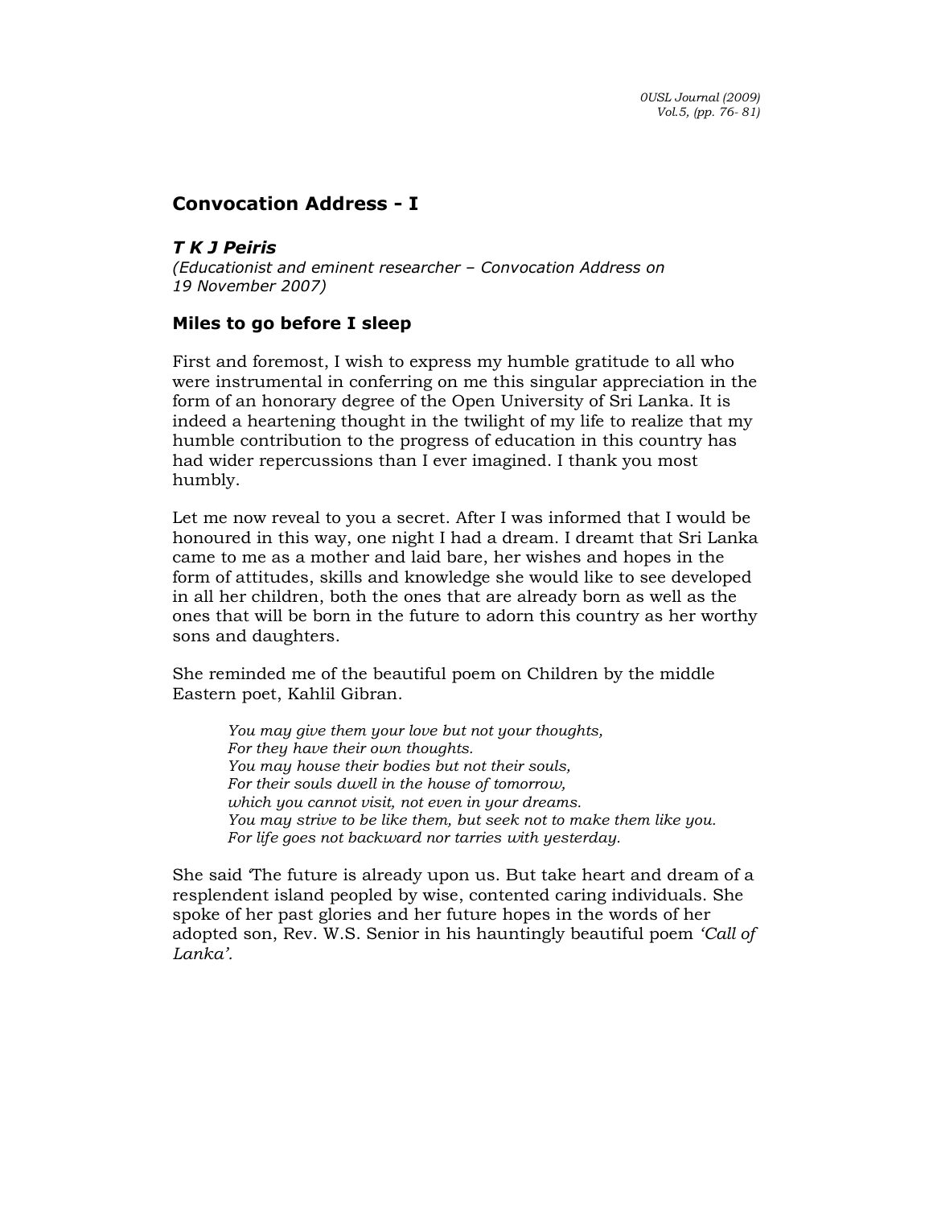## Convocation Address - I

***T K J Peiris***

*(Educationist and eminent researcher – Convocation Address on 19 November 2007)*

### Miles to go before I sleep

First and foremost, I wish to express my humble gratitude to all who were instrumental in conferring on me this singular appreciation in the form of an honorary degree of the Open University of Sri Lanka. It is indeed a heartening thought in the twilight of my life to realize that my humble contribution to the progress of education in this country has had wider repercussions than I ever imagined. I thank you most humbly.

Let me now reveal to you a secret. After I was informed that I would be honoured in this way, one night I had a dream. I dreamt that Sri Lanka came to me as a mother and laid bare, her wishes and hopes in the form of attitudes, skills and knowledge she would like to see developed in all her children, both the ones that are already born as well as the ones that will be born in the future to adorn this country as her worthy sons and daughters.

She reminded me of the beautiful poem on Children by the middle Eastern poet, Kahlil Gibran.

> *You may give them your love but not your thoughts,*
> *For they have their own thoughts.*
> *You may house their bodies but not their souls,*
> *For their souls dwell in the house of tomorrow,*
> *which you cannot visit, not even in your dreams.*
> *You may strive to be like them, but seek not to make them like you.*
> *For life goes not backward nor tarries with yesterday.*

She said 'The future is already upon us. But take heart and dream of a resplendent island peopled by wise, contented caring individuals. She spoke of her past glories and her future hopes in the words of her adopted son, Rev. W.S. Senior in his hauntingly beautiful poem *'Call of Lanka'*.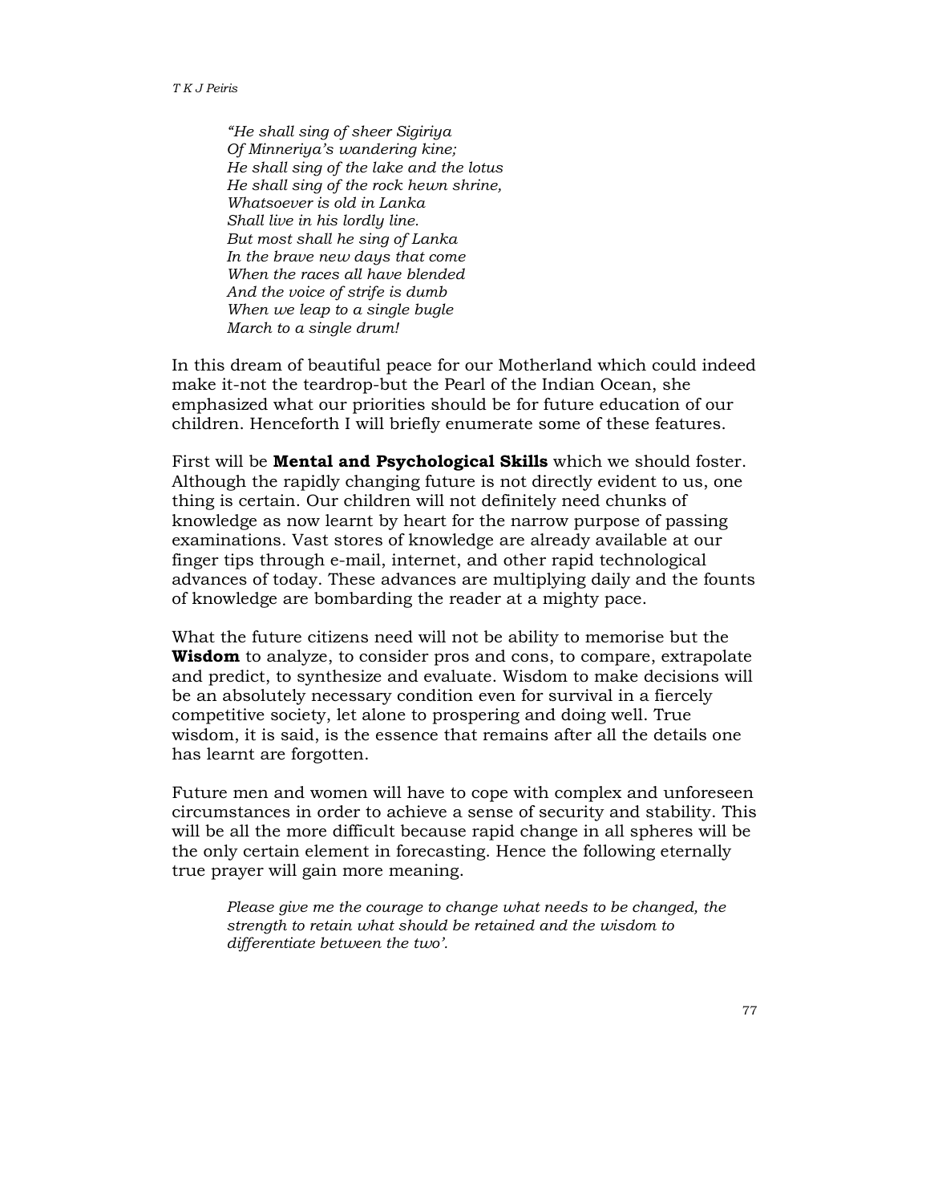*"He shall sing of sheer Sigiriya*
*Of Minneriya's wandering kine;*
*He shall sing of the lake and the lotus*
*He shall sing of the rock hewn shrine,*
*Whatsoever is old in Lanka*
*Shall live in his lordly line.*
*But most shall he sing of Lanka*
*In the brave new days that come*
*When the races all have blended*
*And the voice of strife is dumb*
*When we leap to a single bugle*
*March to a single drum!*

In this dream of beautiful peace for our Motherland which could indeed make it-not the teardrop-but the Pearl of the Indian Ocean, she emphasized what our priorities should be for future education of our children. Henceforth I will briefly enumerate some of these features.

First will be **Mental and Psychological Skills** which we should foster. Although the rapidly changing future is not directly evident to us, one thing is certain. Our children will not definitely need chunks of knowledge as now learnt by heart for the narrow purpose of passing examinations. Vast stores of knowledge are already available at our finger tips through e-mail, internet, and other rapid technological advances of today. These advances are multiplying daily and the founts of knowledge are bombarding the reader at a mighty pace.

What the future citizens need will not be ability to memorise but the **Wisdom** to analyze, to consider pros and cons, to compare, extrapolate and predict, to synthesize and evaluate. Wisdom to make decisions will be an absolutely necessary condition even for survival in a fiercely competitive society, let alone to prospering and doing well. True wisdom, it is said, is the essence that remains after all the details one has learnt are forgotten.

Future men and women will have to cope with complex and unforeseen circumstances in order to achieve a sense of security and stability. This will be all the more difficult because rapid change in all spheres will be the only certain element in forecasting. Hence the following eternally true prayer will gain more meaning.

*Please give me the courage to change what needs to be changed, the strength to retain what should be retained and the wisdom to differentiate between the two'.*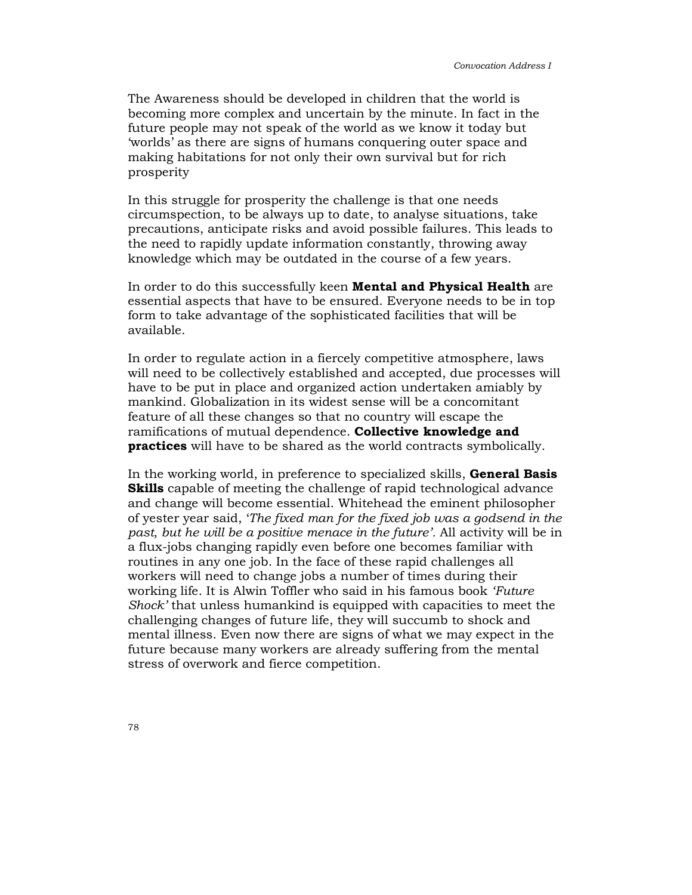The Awareness should be developed in children that the world is becoming more complex and uncertain by the minute. In fact in the future people may not speak of the world as we know it today but 'worlds' as there are signs of humans conquering outer space and making habitations for not only their own survival but for rich prosperity

In this struggle for prosperity the challenge is that one needs circumspection, to be always up to date, to analyse situations, take precautions, anticipate risks and avoid possible failures. This leads to the need to rapidly update information constantly, throwing away knowledge which may be outdated in the course of a few years.

In order to do this successfully keen **Mental and Physical Health** are essential aspects that have to be ensured. Everyone needs to be in top form to take advantage of the sophisticated facilities that will be available.

In order to regulate action in a fiercely competitive atmosphere, laws will need to be collectively established and accepted, due processes will have to be put in place and organized action undertaken amiably by mankind. Globalization in its widest sense will be a concomitant feature of all these changes so that no country will escape the ramifications of mutual dependence. **Collective knowledge and practices** will have to be shared as the world contracts symbolically.

In the working world, in preference to specialized skills, **General Basis Skills** capable of meeting the challenge of rapid technological advance and change will become essential. Whitehead the eminent philosopher of yester year said, '*The fixed man for the fixed job was a godsend in the past, but he will be a positive menace in the future'*. All activity will be in a flux-jobs changing rapidly even before one becomes familiar with routines in any one job. In the face of these rapid challenges all workers will need to change jobs a number of times during their working life. It is Alwin Toffler who said in his famous book *'Future Shock'* that unless humankind is equipped with capacities to meet the challenging changes of future life, they will succumb to shock and mental illness. Even now there are signs of what we may expect in the future because many workers are already suffering from the mental stress of overwork and fierce competition.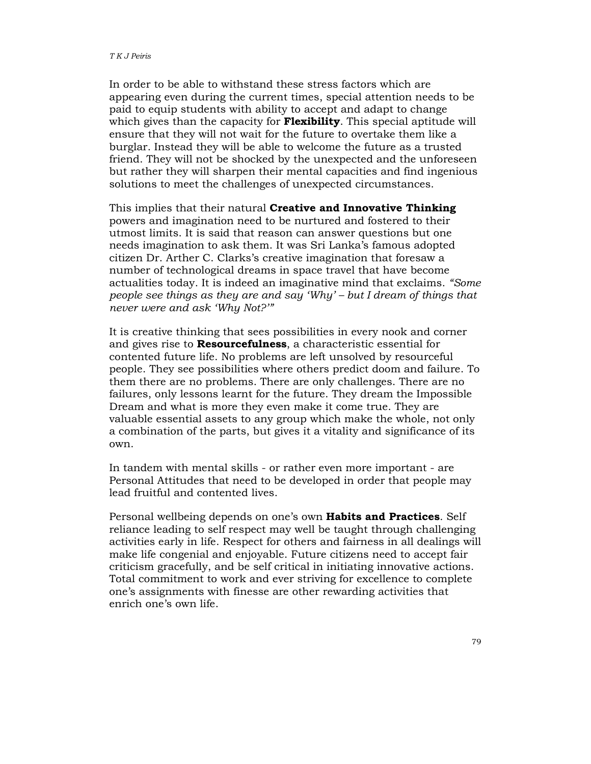In order to be able to withstand these stress factors which are appearing even during the current times, special attention needs to be paid to equip students with ability to accept and adapt to change which gives than the capacity for **Flexibility**. This special aptitude will ensure that they will not wait for the future to overtake them like a burglar. Instead they will be able to welcome the future as a trusted friend. They will not be shocked by the unexpected and the unforeseen but rather they will sharpen their mental capacities and find ingenious solutions to meet the challenges of unexpected circumstances.

This implies that their natural **Creative and Innovative Thinking** powers and imagination need to be nurtured and fostered to their utmost limits. It is said that reason can answer questions but one needs imagination to ask them. It was Sri Lanka's famous adopted citizen Dr. Arther C. Clarks's creative imagination that foresaw a number of technological dreams in space travel that have become actualities today. It is indeed an imaginative mind that exclaims. *"Some people see things as they are and say 'Why' – but I dream of things that never were and ask 'Why Not?'"*

It is creative thinking that sees possibilities in every nook and corner and gives rise to **Resourcefulness**, a characteristic essential for contented future life. No problems are left unsolved by resourceful people. They see possibilities where others predict doom and failure. To them there are no problems. There are only challenges. There are no failures, only lessons learnt for the future. They dream the Impossible Dream and what is more they even make it come true. They are valuable essential assets to any group which make the whole, not only a combination of the parts, but gives it a vitality and significance of its own.

In tandem with mental skills - or rather even more important - are Personal Attitudes that need to be developed in order that people may lead fruitful and contented lives.

Personal wellbeing depends on one's own **Habits and Practices**. Self reliance leading to self respect may well be taught through challenging activities early in life. Respect for others and fairness in all dealings will make life congenial and enjoyable. Future citizens need to accept fair criticism gracefully, and be self critical in initiating innovative actions. Total commitment to work and ever striving for excellence to complete one's assignments with finesse are other rewarding activities that enrich one's own life.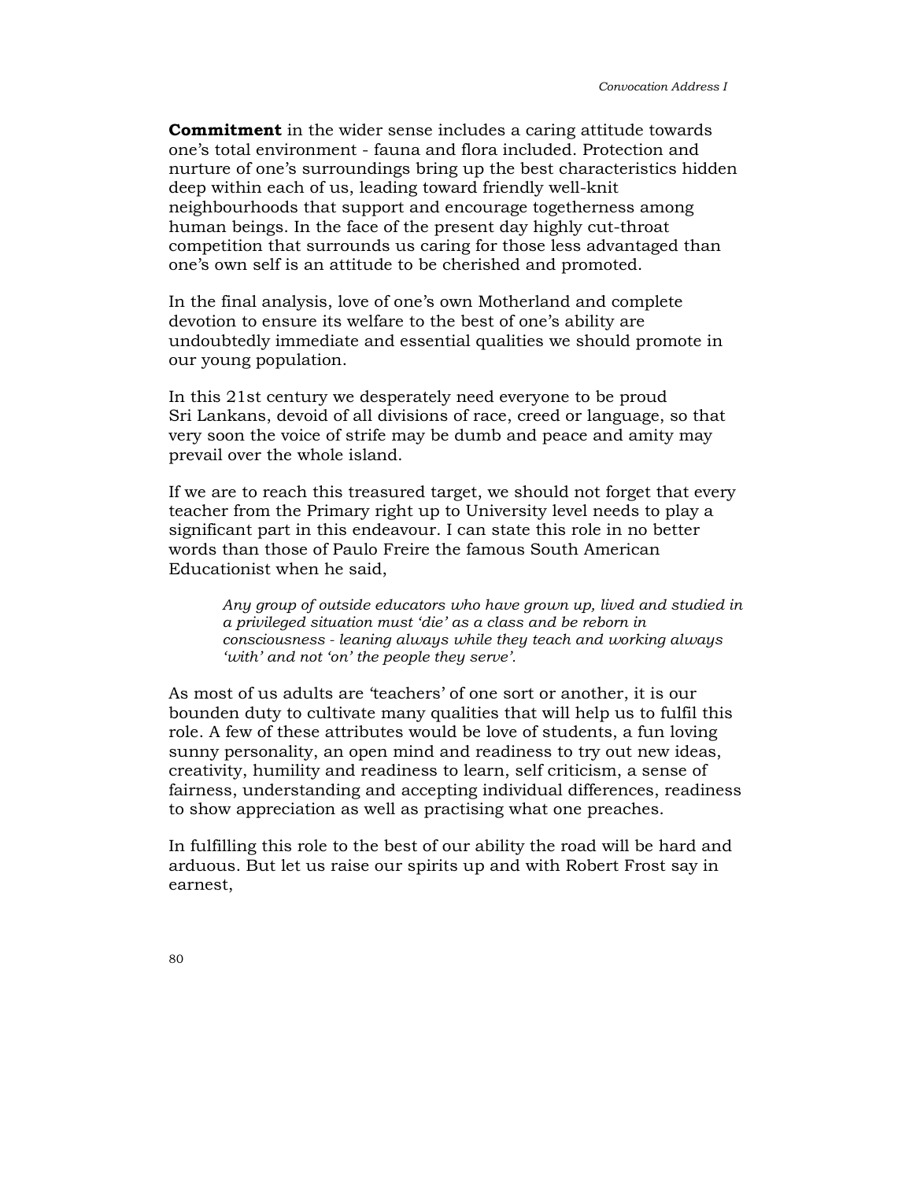**Commitment** in the wider sense includes a caring attitude towards one's total environment - fauna and flora included. Protection and nurture of one's surroundings bring up the best characteristics hidden deep within each of us, leading toward friendly well-knit neighbourhoods that support and encourage togetherness among human beings. In the face of the present day highly cut-throat competition that surrounds us caring for those less advantaged than one's own self is an attitude to be cherished and promoted.

In the final analysis, love of one's own Motherland and complete devotion to ensure its welfare to the best of one's ability are undoubtedly immediate and essential qualities we should promote in our young population.

In this 21st century we desperately need everyone to be proud Sri Lankans, devoid of all divisions of race, creed or language, so that very soon the voice of strife may be dumb and peace and amity may prevail over the whole island.

If we are to reach this treasured target, we should not forget that every teacher from the Primary right up to University level needs to play a significant part in this endeavour. I can state this role in no better words than those of Paulo Freire the famous South American Educationist when he said,

> *Any group of outside educators who have grown up, lived and studied in a privileged situation must 'die' as a class and be reborn in consciousness - leaning always while they teach and working always 'with' and not 'on' the people they serve'.*

As most of us adults are 'teachers' of one sort or another, it is our bounden duty to cultivate many qualities that will help us to fulfil this role. A few of these attributes would be love of students, a fun loving sunny personality, an open mind and readiness to try out new ideas, creativity, humility and readiness to learn, self criticism, a sense of fairness, understanding and accepting individual differences, readiness to show appreciation as well as practising what one preaches.

In fulfilling this role to the best of our ability the road will be hard and arduous. But let us raise our spirits up and with Robert Frost say in earnest,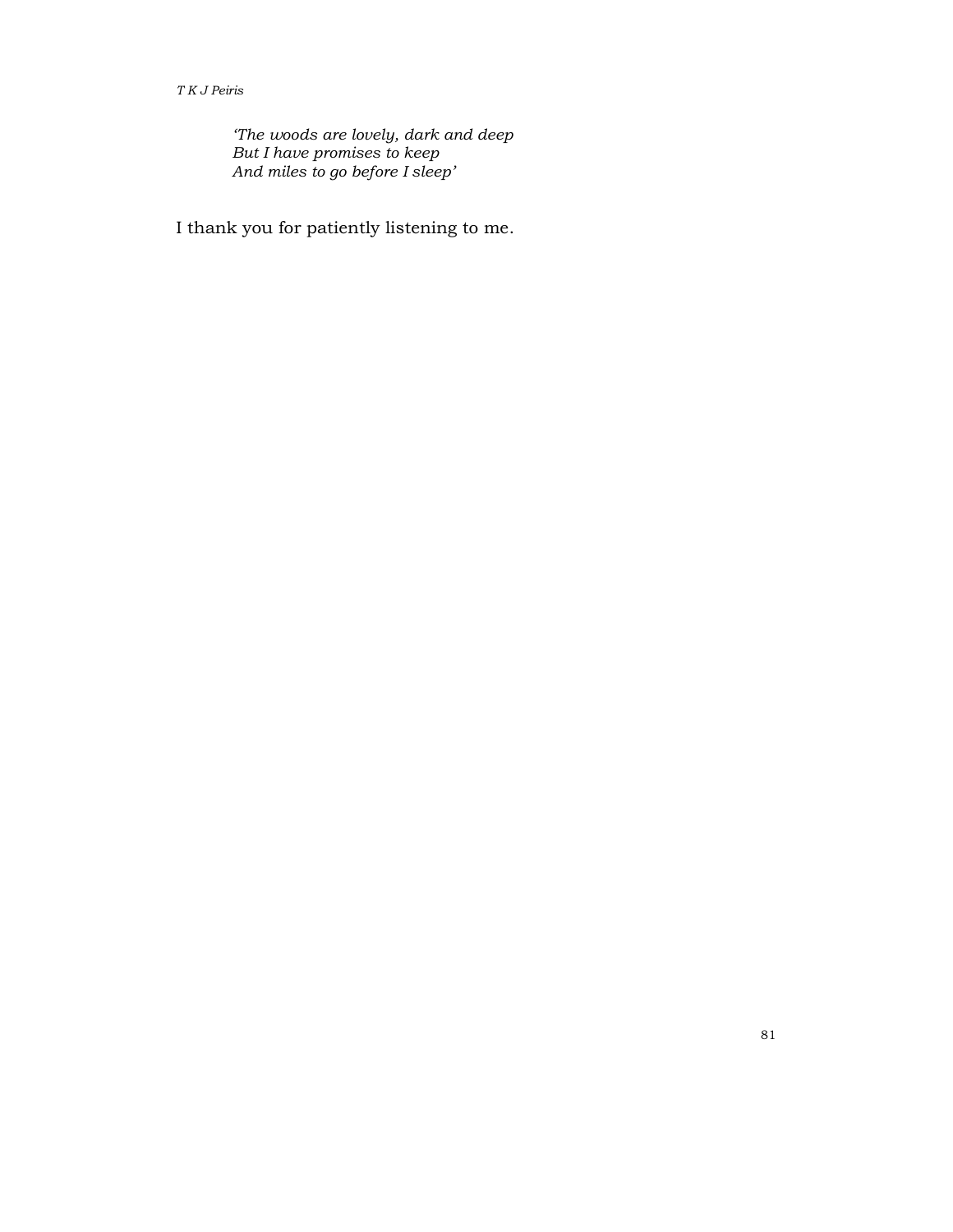> *‘The woods are lovely, dark and deep*
> *But I have promises to keep*
> *And miles to go before I sleep’*

I thank you for patiently listening to me.